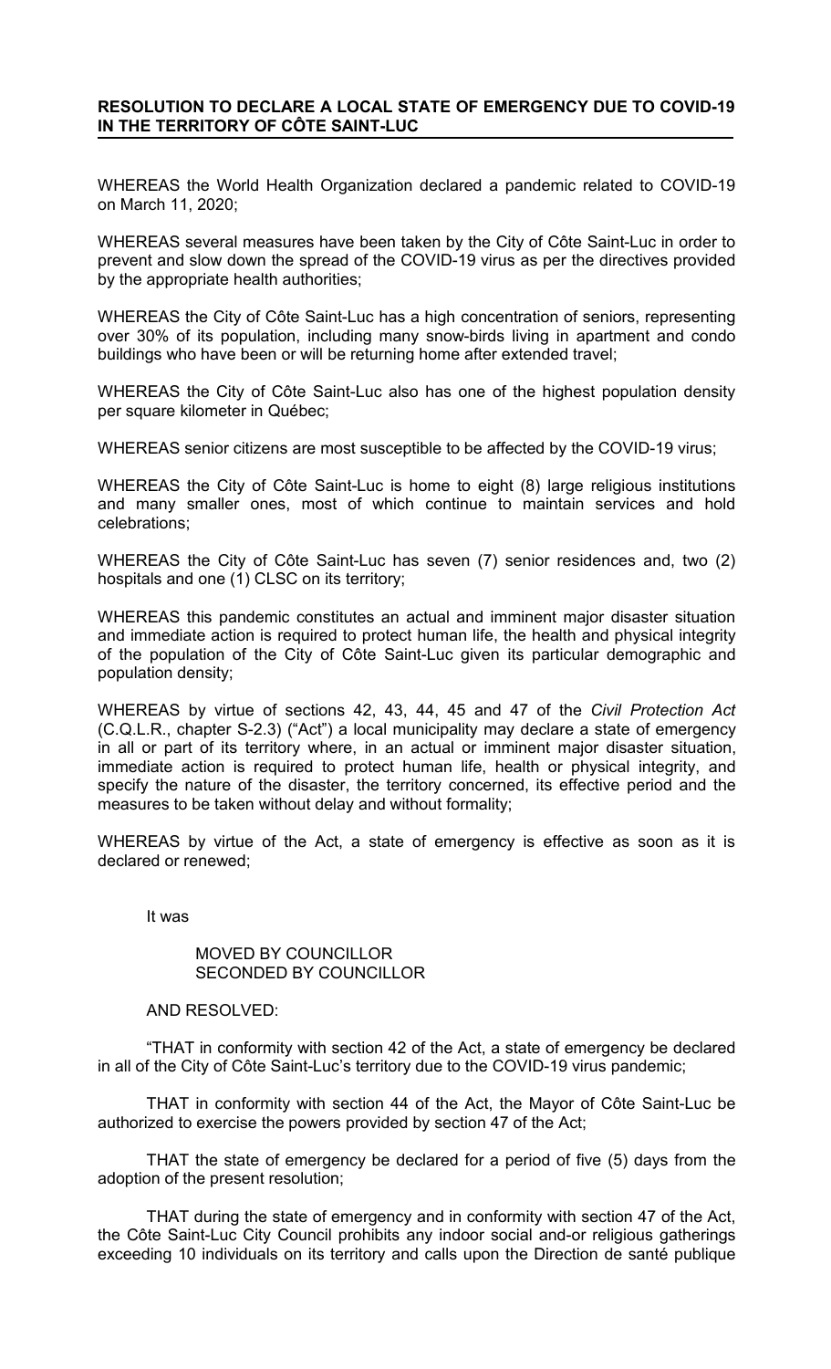**RESOLUTION TO DECLARE A LOCAL STATE OF EMERGENCY DUE TO COVID-19 IN THE TERRITORY OF CÔTE SAINT-LUC**

WHEREAS the World Health Organization declared a pandemic related to COVID-19 on March 11, 2020;

WHEREAS several measures have been taken by the City of Côte Saint-Luc in order to prevent and slow down the spread of the COVID-19 virus as per the directives provided by the appropriate health authorities;

WHEREAS the City of Côte Saint-Luc has a high concentration of seniors, representing over 30% of its population, including many snow-birds living in apartment and condo buildings who have been or will be returning home after extended travel;

WHEREAS the City of Côte Saint-Luc also has one of the highest population density per square kilometer in Québec;

WHEREAS senior citizens are most susceptible to be affected by the COVID-19 virus;

WHEREAS the City of Côte Saint-Luc is home to eight (8) large religious institutions and many smaller ones, most of which continue to maintain services and hold celebrations;

WHEREAS the City of Côte Saint-Luc has seven (7) senior residences and, two (2) hospitals and one (1) CLSC on its territory;

WHEREAS this pandemic constitutes an actual and imminent major disaster situation and immediate action is required to protect human life, the health and physical integrity of the population of the City of Côte Saint-Luc given its particular demographic and population density;

WHEREAS by virtue of sections 42, 43, 44, 45 and 47 of the *Civil Protection Act* (C.Q.L.R., chapter S-2.3) ("Act") a local municipality may declare a state of emergency in all or part of its territory where, in an actual or imminent major disaster situation, immediate action is required to protect human life, health or physical integrity, and specify the nature of the disaster, the territory concerned, its effective period and the measures to be taken without delay and without formality;

WHEREAS by virtue of the Act, a state of emergency is effective as soon as it is declared or renewed;

It was

MOVED BY COUNCILLOR
SECONDED BY COUNCILLOR

AND RESOLVED:

"THAT in conformity with section 42 of the Act, a state of emergency be declared in all of the City of Côte Saint-Luc's territory due to the COVID-19 virus pandemic;

THAT in conformity with section 44 of the Act, the Mayor of Côte Saint-Luc be authorized to exercise the powers provided by section 47 of the Act;

THAT the state of emergency be declared for a period of five (5) days from the adoption of the present resolution;

THAT during the state of emergency and in conformity with section 47 of the Act, the Côte Saint-Luc City Council prohibits any indoor social and-or religious gatherings exceeding 10 individuals on its territory and calls upon the Direction de santé publique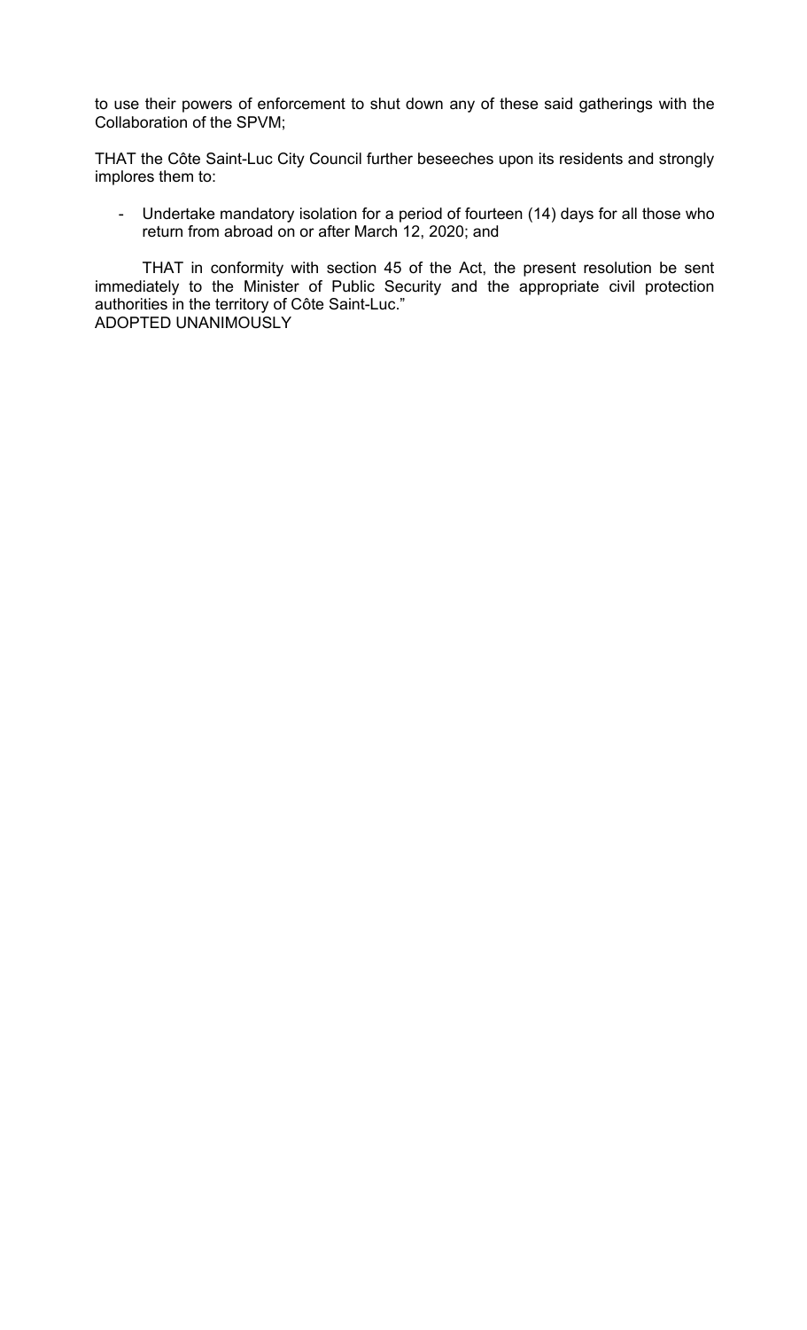to use their powers of enforcement to shut down any of these said gatherings with the Collaboration of the SPVM;

THAT the Côte Saint-Luc City Council further beseeches upon its residents and strongly implores them to:

- Undertake mandatory isolation for a period of fourteen (14) days for all those who return from abroad on or after March 12, 2020; and

THAT in conformity with section 45 of the Act, the present resolution be sent immediately to the Minister of Public Security and the appropriate civil protection authorities in the territory of Côte Saint-Luc."

ADOPTED UNANIMOUSLY